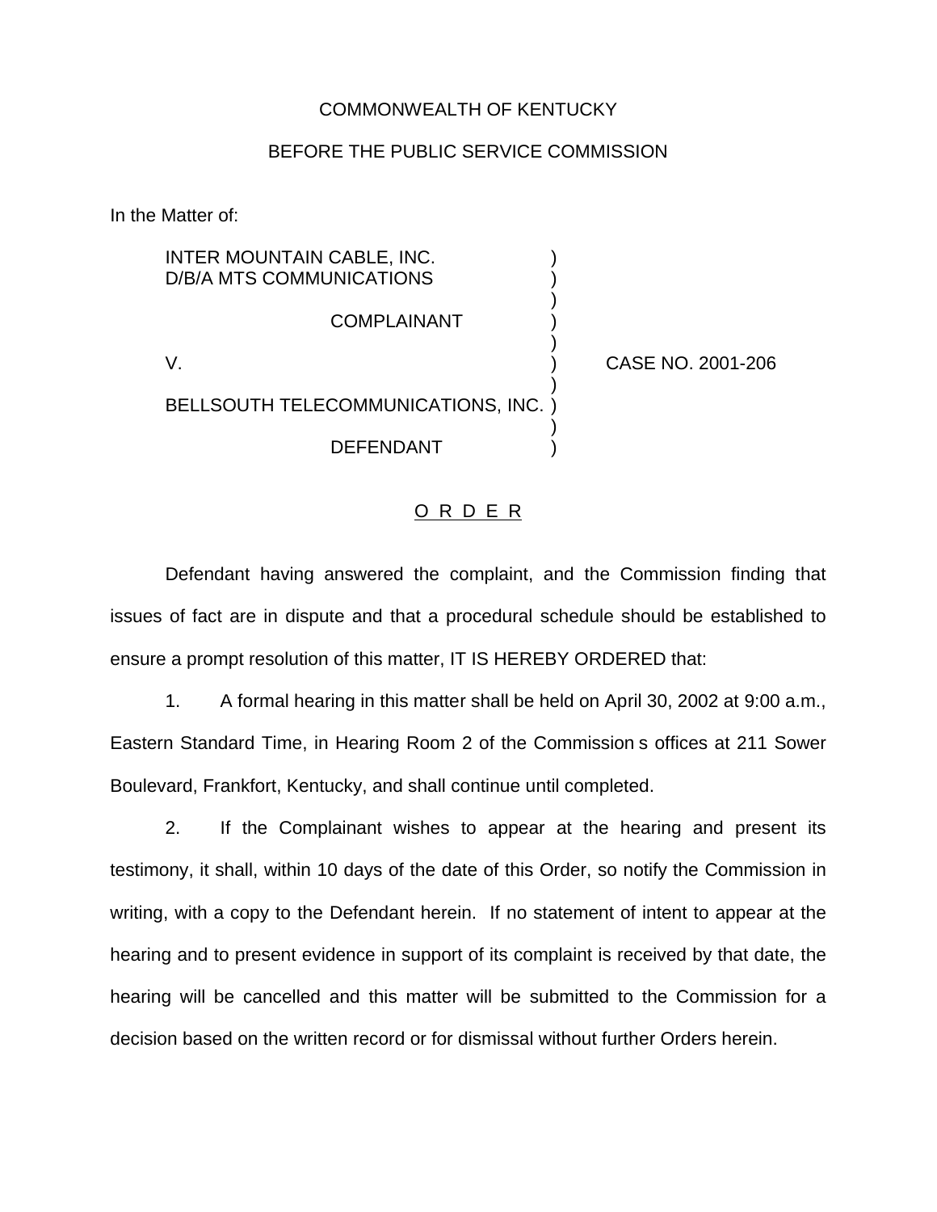COMMONWEALTH OF KENTUCKY

BEFORE THE PUBLIC SERVICE COMMISSION

In the Matter of:

INTER MOUNTAIN CABLE, INC.
D/B/A MTS COMMUNICATIONS

COMPLAINANT

V.

BELLSOUTH TELECOMMUNICATIONS, INC.

DEFENDANT

CASE NO. 2001-206

<u>O R D E R</u>

Defendant having answered the complaint, and the Commission finding that issues of fact are in dispute and that a procedural schedule should be established to ensure a prompt resolution of this matter, IT IS HEREBY ORDERED that:

1. A formal hearing in this matter shall be held on April 30, 2002 at 9:00 a.m., Eastern Standard Time, in Hearing Room 2 of the Commission s offices at 211 Sower Boulevard, Frankfort, Kentucky, and shall continue until completed.

2. If the Complainant wishes to appear at the hearing and present its testimony, it shall, within 10 days of the date of this Order, so notify the Commission in writing, with a copy to the Defendant herein. If no statement of intent to appear at the hearing and to present evidence in support of its complaint is received by that date, the hearing will be cancelled and this matter will be submitted to the Commission for a decision based on the written record or for dismissal without further Orders herein.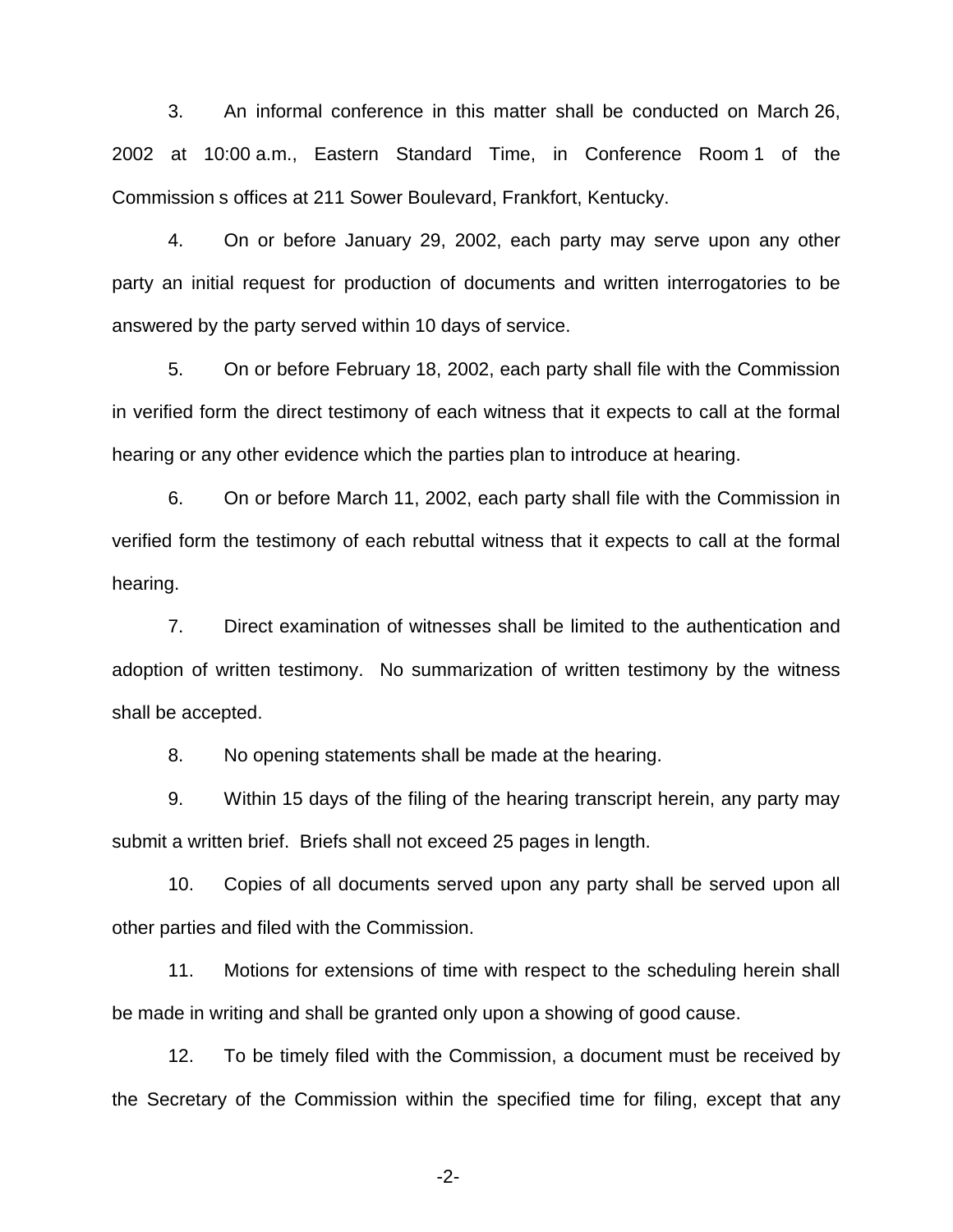3. An informal conference in this matter shall be conducted on March 26, 2002 at 10:00 a.m., Eastern Standard Time, in Conference Room 1 of the Commission s offices at 211 Sower Boulevard, Frankfort, Kentucky.

4. On or before January 29, 2002, each party may serve upon any other party an initial request for production of documents and written interrogatories to be answered by the party served within 10 days of service.

5. On or before February 18, 2002, each party shall file with the Commission in verified form the direct testimony of each witness that it expects to call at the formal hearing or any other evidence which the parties plan to introduce at hearing.

6. On or before March 11, 2002, each party shall file with the Commission in verified form the testimony of each rebuttal witness that it expects to call at the formal hearing.

7. Direct examination of witnesses shall be limited to the authentication and adoption of written testimony. No summarization of written testimony by the witness shall be accepted.

8. No opening statements shall be made at the hearing.

9. Within 15 days of the filing of the hearing transcript herein, any party may submit a written brief. Briefs shall not exceed 25 pages in length.

10. Copies of all documents served upon any party shall be served upon all other parties and filed with the Commission.

11. Motions for extensions of time with respect to the scheduling herein shall be made in writing and shall be granted only upon a showing of good cause.

12. To be timely filed with the Commission, a document must be received by the Secretary of the Commission within the specified time for filing, except that any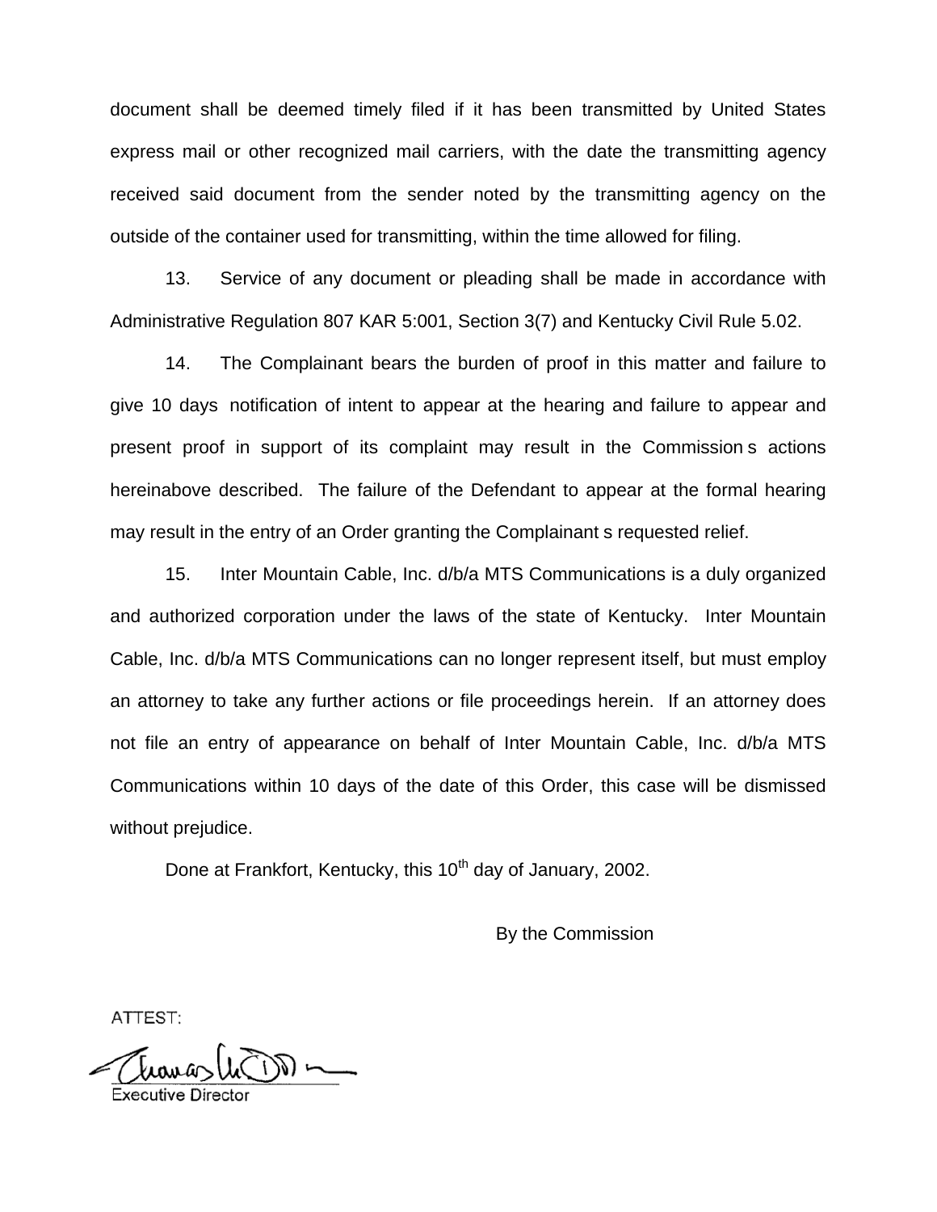document shall be deemed timely filed if it has been transmitted by United States express mail or other recognized mail carriers, with the date the transmitting agency received said document from the sender noted by the transmitting agency on the outside of the container used for transmitting, within the time allowed for filing.

13. Service of any document or pleading shall be made in accordance with Administrative Regulation 807 KAR 5:001, Section 3(7) and Kentucky Civil Rule 5.02.

14. The Complainant bears the burden of proof in this matter and failure to give 10 days notification of intent to appear at the hearing and failure to appear and present proof in support of its complaint may result in the Commission s actions hereinabove described. The failure of the Defendant to appear at the formal hearing may result in the entry of an Order granting the Complainant s requested relief.

15. Inter Mountain Cable, Inc. d/b/a MTS Communications is a duly organized and authorized corporation under the laws of the state of Kentucky. Inter Mountain Cable, Inc. d/b/a MTS Communications can no longer represent itself, but must employ an attorney to take any further actions or file proceedings herein. If an attorney does not file an entry of appearance on behalf of Inter Mountain Cable, Inc. d/b/a MTS Communications within 10 days of the date of this Order, this case will be dismissed without prejudice.

Done at Frankfort, Kentucky, this 10th day of January, 2002.

By the Commission

ATTEST:

Executive Director